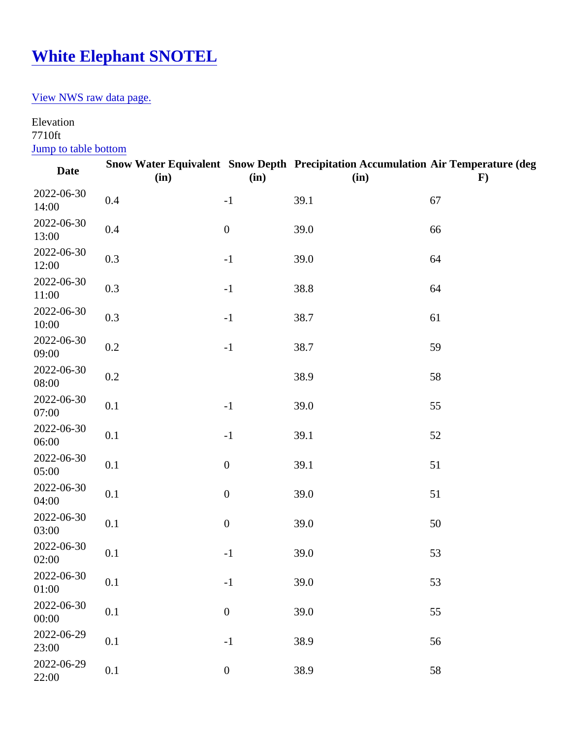# [White Elephant SNOTEL]

[View NWS raw data page.]

Elevation
7710ft
[Jump to table bottom]

| Date | Snow Water Equivalent (in) | Snow Depth (in) | Precipitation Accumulation (in) | Air Temperature (deg F) |
|---|---|---|---|---|
| 2022-06-30 14:00 | 0.4 | -1 | 39.1 | 67 |
| 2022-06-30 13:00 | 0.4 | 0 | 39.0 | 66 |
| 2022-06-30 12:00 | 0.3 | -1 | 39.0 | 64 |
| 2022-06-30 11:00 | 0.3 | -1 | 38.8 | 64 |
| 2022-06-30 10:00 | 0.3 | -1 | 38.7 | 61 |
| 2022-06-30 09:00 | 0.2 | -1 | 38.7 | 59 |
| 2022-06-30 08:00 | 0.2 | | 38.9 | 58 |
| 2022-06-30 07:00 | 0.1 | -1 | 39.0 | 55 |
| 2022-06-30 06:00 | 0.1 | -1 | 39.1 | 52 |
| 2022-06-30 05:00 | 0.1 | 0 | 39.1 | 51 |
| 2022-06-30 04:00 | 0.1 | 0 | 39.0 | 51 |
| 2022-06-30 03:00 | 0.1 | 0 | 39.0 | 50 |
| 2022-06-30 02:00 | 0.1 | -1 | 39.0 | 53 |
| 2022-06-30 01:00 | 0.1 | -1 | 39.0 | 53 |
| 2022-06-30 00:00 | 0.1 | 0 | 39.0 | 55 |
| 2022-06-29 23:00 | 0.1 | -1 | 38.9 | 56 |
| 2022-06-29 22:00 | 0.1 | 0 | 38.9 | 58 |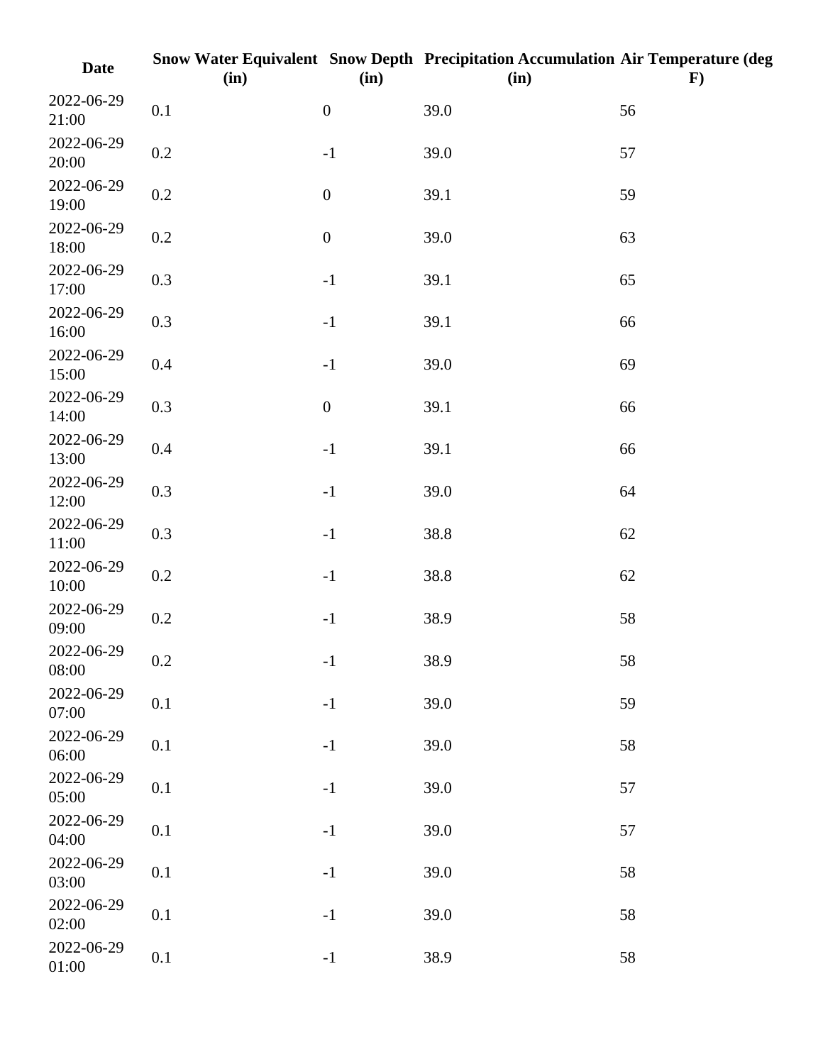| Date | Snow Water Equivalent (in) | Snow Depth (in) | Precipitation Accumulation (in) | Air Temperature (deg F) |
| --- | --- | --- | --- | --- |
| 2022-06-29 21:00 | 0.1 | 0 | 39.0 | 56 |
| 2022-06-29 20:00 | 0.2 | -1 | 39.0 | 57 |
| 2022-06-29 19:00 | 0.2 | 0 | 39.1 | 59 |
| 2022-06-29 18:00 | 0.2 | 0 | 39.0 | 63 |
| 2022-06-29 17:00 | 0.3 | -1 | 39.1 | 65 |
| 2022-06-29 16:00 | 0.3 | -1 | 39.1 | 66 |
| 2022-06-29 15:00 | 0.4 | -1 | 39.0 | 69 |
| 2022-06-29 14:00 | 0.3 | 0 | 39.1 | 66 |
| 2022-06-29 13:00 | 0.4 | -1 | 39.1 | 66 |
| 2022-06-29 12:00 | 0.3 | -1 | 39.0 | 64 |
| 2022-06-29 11:00 | 0.3 | -1 | 38.8 | 62 |
| 2022-06-29 10:00 | 0.2 | -1 | 38.8 | 62 |
| 2022-06-29 09:00 | 0.2 | -1 | 38.9 | 58 |
| 2022-06-29 08:00 | 0.2 | -1 | 38.9 | 58 |
| 2022-06-29 07:00 | 0.1 | -1 | 39.0 | 59 |
| 2022-06-29 06:00 | 0.1 | -1 | 39.0 | 58 |
| 2022-06-29 05:00 | 0.1 | -1 | 39.0 | 57 |
| 2022-06-29 04:00 | 0.1 | -1 | 39.0 | 57 |
| 2022-06-29 03:00 | 0.1 | -1 | 39.0 | 58 |
| 2022-06-29 02:00 | 0.1 | -1 | 39.0 | 58 |
| 2022-06-29 01:00 | 0.1 | -1 | 38.9 | 58 |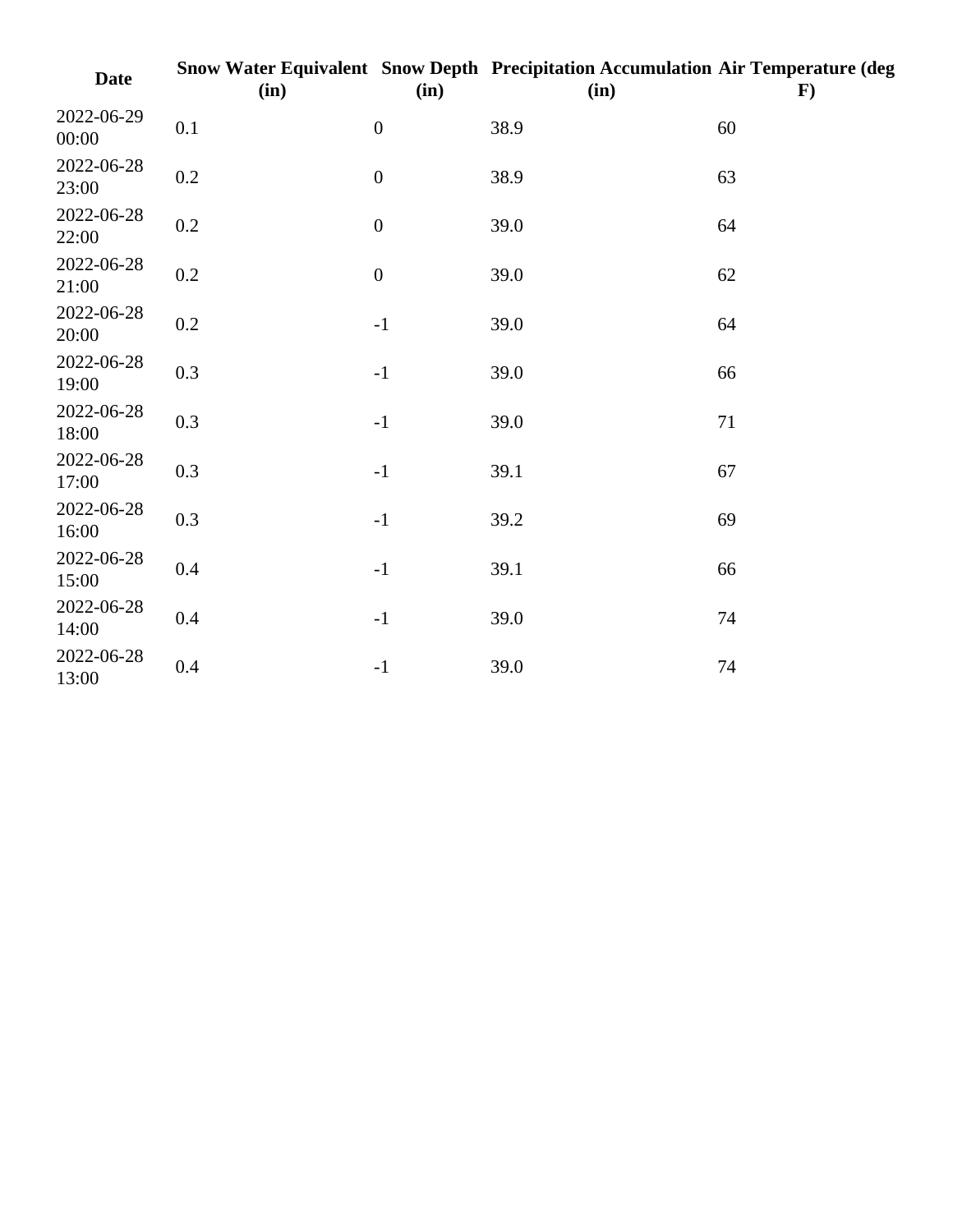| Date | Snow Water Equivalent (in) | Snow Depth (in) | Precipitation Accumulation (in) | Air Temperature (deg F) |
|---|---|---|---|---|
| 2022-06-29 00:00 | 0.1 | 0 | 38.9 | 60 |
| 2022-06-28 23:00 | 0.2 | 0 | 38.9 | 63 |
| 2022-06-28 22:00 | 0.2 | 0 | 39.0 | 64 |
| 2022-06-28 21:00 | 0.2 | 0 | 39.0 | 62 |
| 2022-06-28 20:00 | 0.2 | -1 | 39.0 | 64 |
| 2022-06-28 19:00 | 0.3 | -1 | 39.0 | 66 |
| 2022-06-28 18:00 | 0.3 | -1 | 39.0 | 71 |
| 2022-06-28 17:00 | 0.3 | -1 | 39.1 | 67 |
| 2022-06-28 16:00 | 0.3 | -1 | 39.2 | 69 |
| 2022-06-28 15:00 | 0.4 | -1 | 39.1 | 66 |
| 2022-06-28 14:00 | 0.4 | -1 | 39.0 | 74 |
| 2022-06-28 13:00 | 0.4 | -1 | 39.0 | 74 |